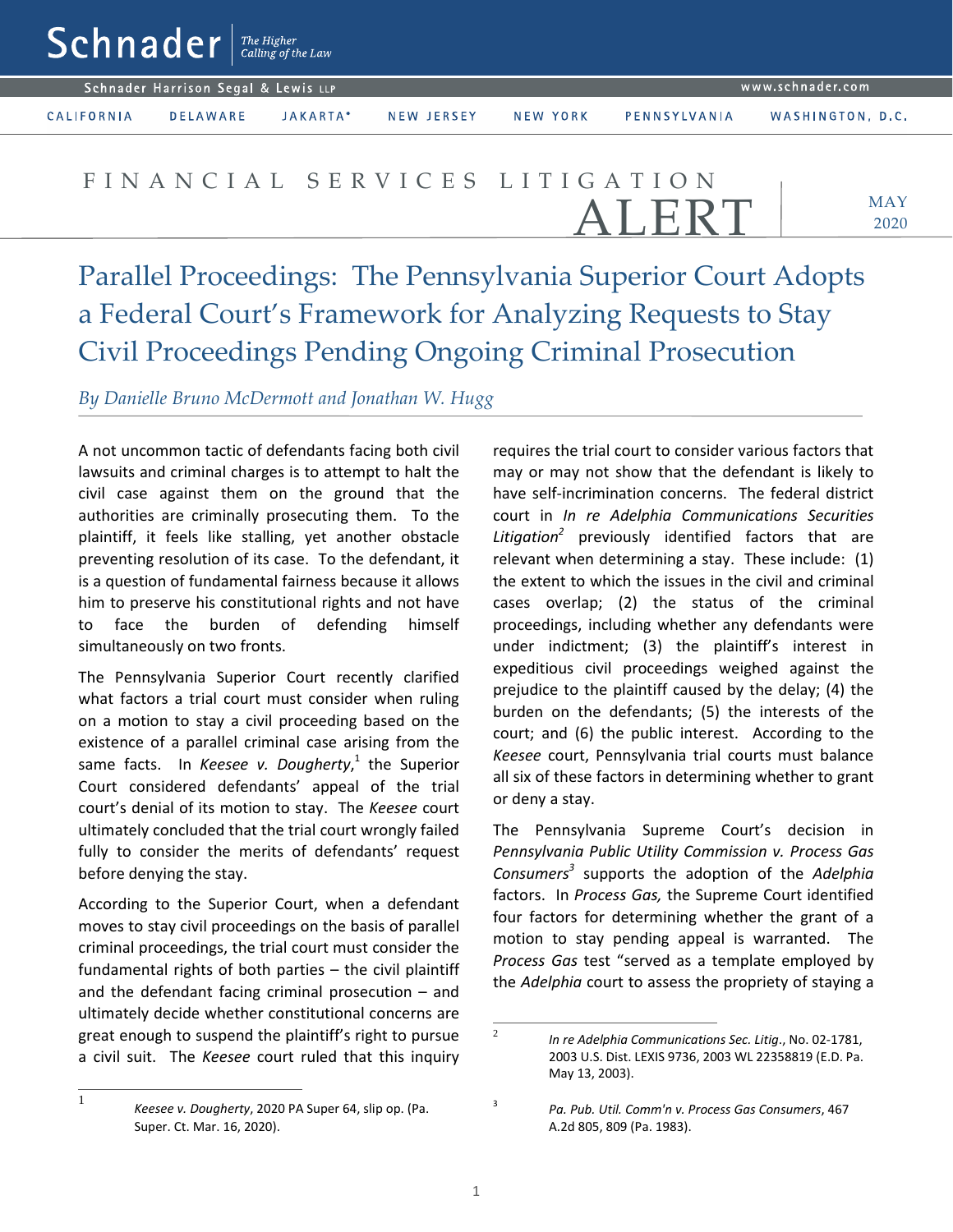# Parallel Proceedings: The Pennsylvania Superior Court Adopts a Federal Court's Framework for Analyzing Requests to Stay Civil Proceedings Pending Ongoing Criminal Prosecution

*By Danielle Bruno McDermott and Jonathan W. Hugg*

A not uncommon tactic of defendants facing both civil lawsuits and criminal charges is to attempt to halt the civil case against them on the ground that the authorities are criminally prosecuting them. To the plaintiff, it feels like stalling, yet another obstacle preventing resolution of its case. To the defendant, it is a question of fundamental fairness because it allows him to preserve his constitutional rights and not have to face the burden of defending himself simultaneously on two fronts.

The Pennsylvania Superior Court recently clarified what factors a trial court must consider when ruling on a motion to stay a civil proceeding based on the existence of a parallel criminal case arising from the same facts. In *Keesee v. Dougherty*,[1] the Superior Court considered defendants' appeal of the trial court's denial of its motion to stay. The *Keesee* court ultimately concluded that the trial court wrongly failed fully to consider the merits of defendants' request before denying the stay.

According to the Superior Court, when a defendant moves to stay civil proceedings on the basis of parallel criminal proceedings, the trial court must consider the fundamental rights of both parties – the civil plaintiff and the defendant facing criminal prosecution – and ultimately decide whether constitutional concerns are great enough to suspend the plaintiff's right to pursue a civil suit. The *Keesee* court ruled that this inquiry requires the trial court to consider various factors that may or may not show that the defendant is likely to have self-incrimination concerns. The federal district court in *In re Adelphia Communications Securities Litigation*[2] previously identified factors that are relevant when determining a stay. These include: (1) the extent to which the issues in the civil and criminal cases overlap; (2) the status of the criminal proceedings, including whether any defendants were under indictment; (3) the plaintiff's interest in expeditious civil proceedings weighed against the prejudice to the plaintiff caused by the delay; (4) the burden on the defendants; (5) the interests of the court; and (6) the public interest. According to the *Keesee* court, Pennsylvania trial courts must balance all six of these factors in determining whether to grant or deny a stay.

The Pennsylvania Supreme Court's decision in *Pennsylvania Public Utility Commission v. Process Gas Consumers*[3] supports the adoption of the *Adelphia* factors. In *Process Gas,* the Supreme Court identified four factors for determining whether the grant of a motion to stay pending appeal is warranted. The *Process Gas* test "served as a template employed by the *Adelphia* court to assess the propriety of staying a

---

[1] *Keesee v. Dougherty*, 2020 PA Super 64, slip op. (Pa. Super. Ct. Mar. 16, 2020).

[2] *In re Adelphia Communications Sec. Litig*., No. 02-1781, 2003 U.S. Dist. LEXIS 9736, 2003 WL 22358819 (E.D. Pa. May 13, 2003).

[3] *Pa. Pub. Util. Comm'n v. Process Gas Consumers*, 467 A.2d 805, 809 (Pa. 1983).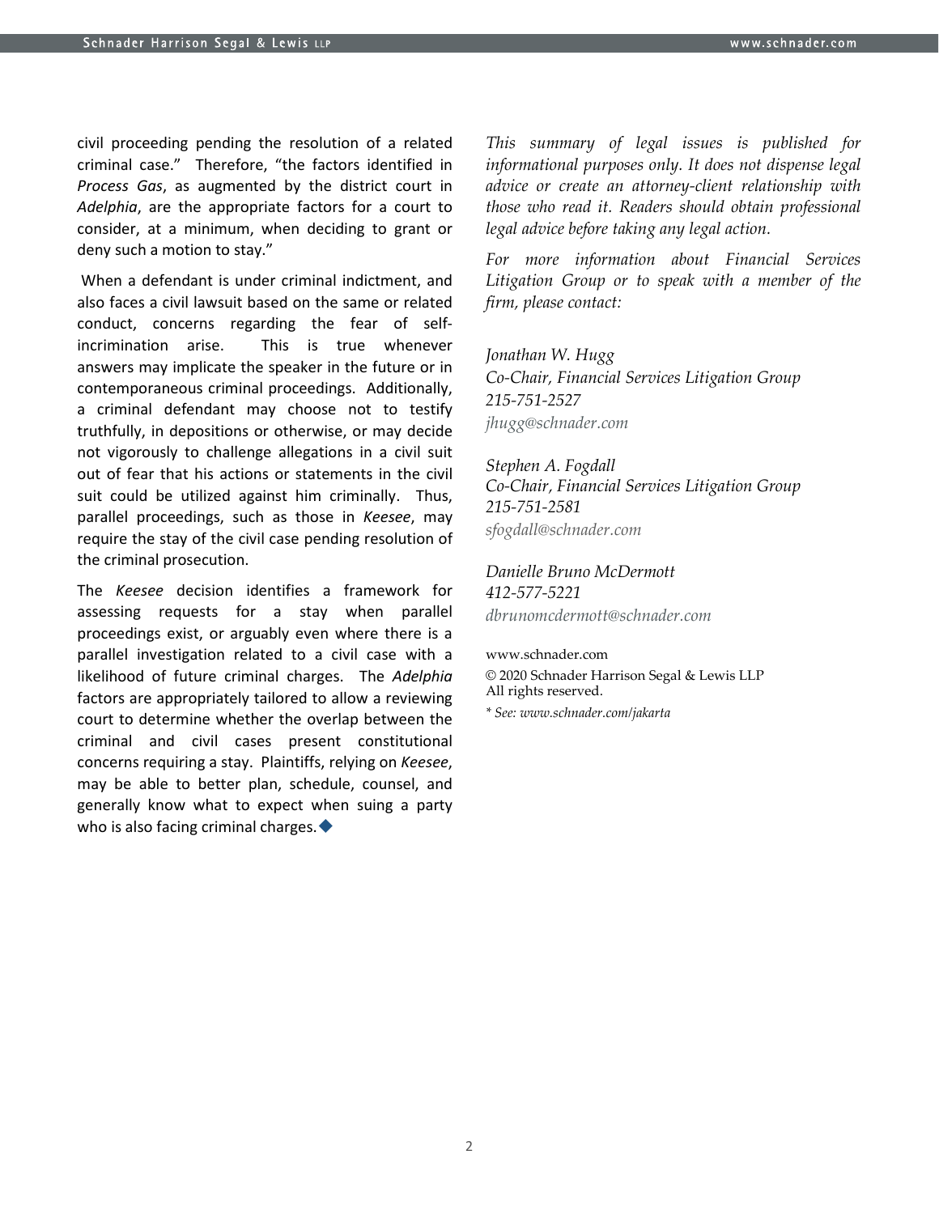civil proceeding pending the resolution of a related criminal case." Therefore, "the factors identified in *Process Gas*, as augmented by the district court in *Adelphia*, are the appropriate factors for a court to consider, at a minimum, when deciding to grant or deny such a motion to stay."

When a defendant is under criminal indictment, and also faces a civil lawsuit based on the same or related conduct, concerns regarding the fear of self-incrimination arise. This is true whenever answers may implicate the speaker in the future or in contemporaneous criminal proceedings. Additionally, a criminal defendant may choose not to testify truthfully, in depositions or otherwise, or may decide not vigorously to challenge allegations in a civil suit out of fear that his actions or statements in the civil suit could be utilized against him criminally. Thus, parallel proceedings, such as those in *Keesee*, may require the stay of the civil case pending resolution of the criminal prosecution.

The *Keesee* decision identifies a framework for assessing requests for a stay when parallel proceedings exist, or arguably even where there is a parallel investigation related to a civil case with a likelihood of future criminal charges. The *Adelphia* factors are appropriately tailored to allow a reviewing court to determine whether the overlap between the criminal and civil cases present constitutional concerns requiring a stay. Plaintiffs, relying on *Keesee*, may be able to better plan, schedule, counsel, and generally know what to expect when suing a party who is also facing criminal charges.◆

*This summary of legal issues is published for informational purposes only. It does not dispense legal advice or create an attorney-client relationship with those who read it. Readers should obtain professional legal advice before taking any legal action.*

*For more information about Financial Services Litigation Group or to speak with a member of the firm, please contact:*

*Jonathan W. Hugg*
*Co-Chair, Financial Services Litigation Group*
*215-751-2527*
*jhugg@schnader.com*

*Stephen A. Fogdall*
*Co-Chair, Financial Services Litigation Group*
*215-751-2581*
*sfogdall@schnader.com*

*Danielle Bruno McDermott*
*412-577-5221*
*dbrunomcdermott@schnader.com*

www.schnader.com

© 2020 Schnader Harrison Segal & Lewis LLP
All rights reserved.

* *See: www.schnader.com/jakarta*